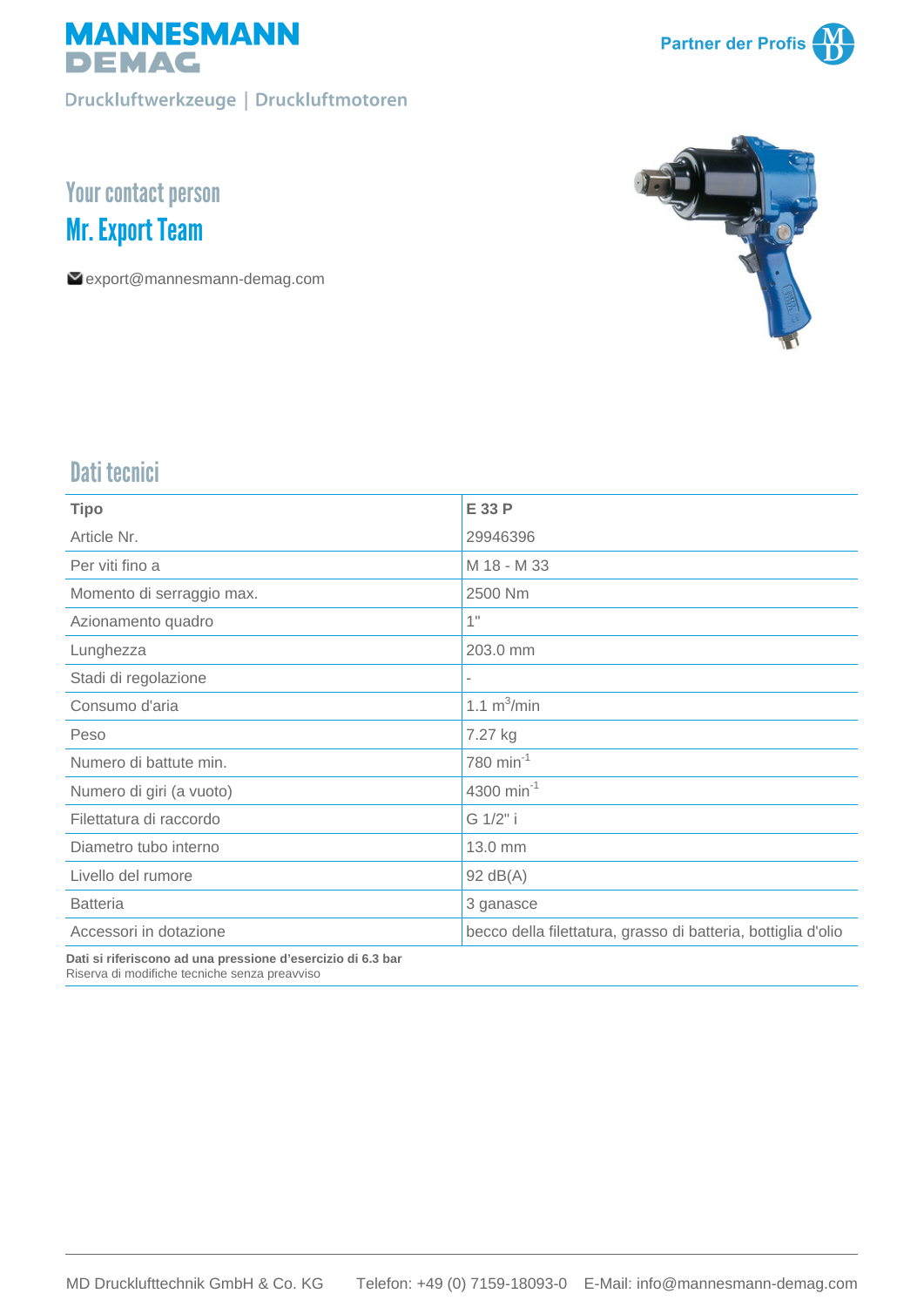# MANNESMANN DEMAG

Druckluftwerkzeuge | Druckluftmotoren

Partner der Profis

## Your contact person

## Mr. Export Team

export@mannesmann-demag.com

## Dati tecnici

| Tipo | E 33 P |
|---|---|
| Article Nr. | 29946396 |
| Per viti fino a | M 18 - M 33 |
| Momento di serraggio max. | 2500 Nm |
| Azionamento quadro | 1" |
| Lunghezza | 203.0 mm |
| Stadi di regolazione | - |
| Consumo d'aria | 1.1 $m^3$/min |
| Peso | 7.27 kg |
| Numero di battute min. | 780 $min^{-1}$ |
| Numero di giri (a vuoto) | 4300 $min^{-1}$ |
| Filettatura di raccordo | G 1/2" i |
| Diametro tubo interno | 13.0 mm |
| Livello del rumore | 92 dB(A) |
| Batteria | 3 ganasce |
| Accessori in dotazione | becco della filettatura, grasso di batteria, bottiglia d'olio |

**Dati si riferiscono ad una pressione d'esercizio di 6.3 bar**
Riserva di modifiche tecniche senza preavviso

MD Drucklufttechnik GmbH & Co. KG Telefon: +49 (0) 7159-18093-0 E-Mail: info@mannesmann-demag.com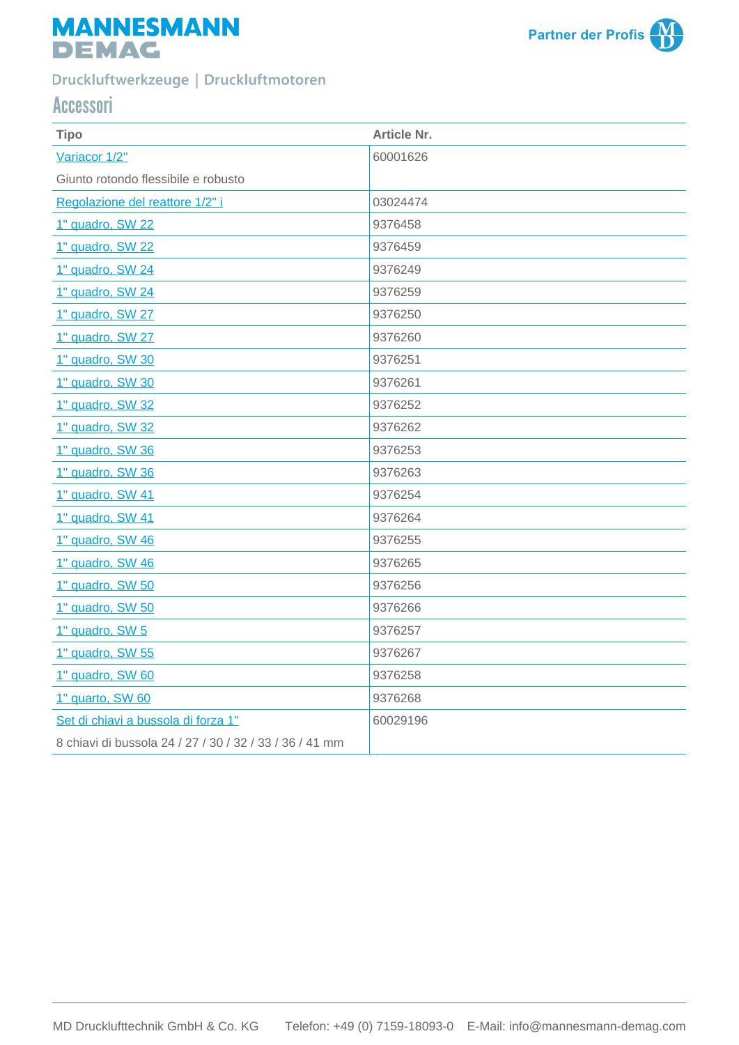Druckluftwerkzeuge | Druckluftmotoren

# Accessori

| Tipo | Article Nr. |
|---|---|
| Variacor 1/2"<br>Giunto rotondo flessibile e robusto | 60001626 |
| Regolazione del reattore 1/2" i | 03024474 |
| 1" quadro, SW 22 | 9376458 |
| 1" quadro, SW 22 | 9376459 |
| 1" quadro, SW 24 | 9376249 |
| 1" quadro, SW 24 | 9376259 |
| 1" quadro, SW 27 | 9376250 |
| 1" quadro, SW 27 | 9376260 |
| 1" quadro, SW 30 | 9376251 |
| 1" quadro, SW 30 | 9376261 |
| 1" quadro, SW 32 | 9376252 |
| 1" quadro, SW 32 | 9376262 |
| 1" quadro, SW 36 | 9376253 |
| 1" quadro, SW 36 | 9376263 |
| 1" quadro, SW 41 | 9376254 |
| 1" quadro, SW 41 | 9376264 |
| 1" quadro, SW 46 | 9376255 |
| 1" quadro, SW 46 | 9376265 |
| 1" quadro, SW 50 | 9376256 |
| 1" quadro, SW 50 | 9376266 |
| 1" quadro, SW 5 | 9376257 |
| 1" quadro, SW 55 | 9376267 |
| 1" quadro, SW 60 | 9376258 |
| 1" quarto, SW 60 | 9376268 |
| Set di chiavi a bussola di forza 1"<br>8 chiavi di bussola 24 / 27 / 30 / 32 / 33 / 36 / 41 mm | 60029196 |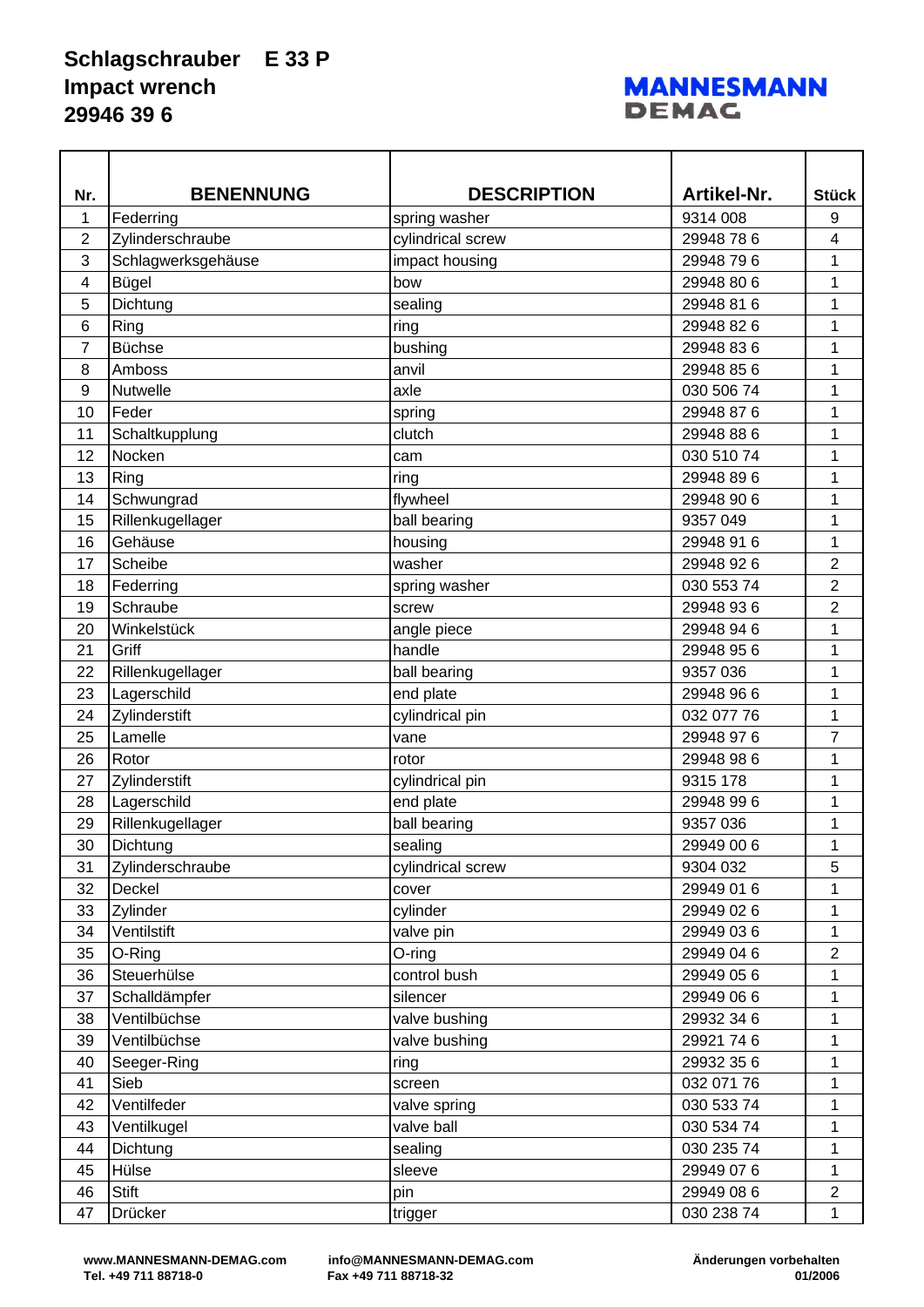# Schlagschrauber E 33 P
# Impact wrench
# 29946 39 6

MANNESMANN DEMAG

| Nr. | BENENNUNG | DESCRIPTION | Artikel-Nr. | Stück |
|---|---|---|---|---|
| 1 | Federring | spring washer | 9314 008 | 9 |
| 2 | Zylinderschraube | cylindrical screw | 29948 78 6 | 4 |
| 3 | Schlagwerksgehäuse | impact housing | 29948 79 6 | 1 |
| 4 | Bügel | bow | 29948 80 6 | 1 |
| 5 | Dichtung | sealing | 29948 81 6 | 1 |
| 6 | Ring | ring | 29948 82 6 | 1 |
| 7 | Büchse | bushing | 29948 83 6 | 1 |
| 8 | Amboss | anvil | 29948 85 6 | 1 |
| 9 | Nutwelle | axle | 030 506 74 | 1 |
| 10 | Feder | spring | 29948 87 6 | 1 |
| 11 | Schaltkupplung | clutch | 29948 88 6 | 1 |
| 12 | Nocken | cam | 030 510 74 | 1 |
| 13 | Ring | ring | 29948 89 6 | 1 |
| 14 | Schwungrad | flywheel | 29948 90 6 | 1 |
| 15 | Rillenkugellager | ball bearing | 9357 049 | 1 |
| 16 | Gehäuse | housing | 29948 91 6 | 1 |
| 17 | Scheibe | washer | 29948 92 6 | 2 |
| 18 | Federring | spring washer | 030 553 74 | 2 |
| 19 | Schraube | screw | 29948 93 6 | 2 |
| 20 | Winkelstück | angle piece | 29948 94 6 | 1 |
| 21 | Griff | handle | 29948 95 6 | 1 |
| 22 | Rillenkugellager | ball bearing | 9357 036 | 1 |
| 23 | Lagerschild | end plate | 29948 96 6 | 1 |
| 24 | Zylinderstift | cylindrical pin | 032 077 76 | 1 |
| 25 | Lamelle | vane | 29948 97 6 | 7 |
| 26 | Rotor | rotor | 29948 98 6 | 1 |
| 27 | Zylinderstift | cylindrical pin | 9315 178 | 1 |
| 28 | Lagerschild | end plate | 29948 99 6 | 1 |
| 29 | Rillenkugellager | ball bearing | 9357 036 | 1 |
| 30 | Dichtung | sealing | 29949 00 6 | 1 |
| 31 | Zylinderschraube | cylindrical screw | 9304 032 | 5 |
| 32 | Deckel | cover | 29949 01 6 | 1 |
| 33 | Zylinder | cylinder | 29949 02 6 | 1 |
| 34 | Ventilstift | valve pin | 29949 03 6 | 1 |
| 35 | O-Ring | O-ring | 29949 04 6 | 2 |
| 36 | Steuerhülse | control bush | 29949 05 6 | 1 |
| 37 | Schalldämpfer | silencer | 29949 06 6 | 1 |
| 38 | Ventilbüchse | valve bushing | 29932 34 6 | 1 |
| 39 | Ventilbüchse | valve bushing | 29921 74 6 | 1 |
| 40 | Seeger-Ring | ring | 29932 35 6 | 1 |
| 41 | Sieb | screen | 032 071 76 | 1 |
| 42 | Ventilfeder | valve spring | 030 533 74 | 1 |
| 43 | Ventilkugel | valve ball | 030 534 74 | 1 |
| 44 | Dichtung | sealing | 030 235 74 | 1 |
| 45 | Hülse | sleeve | 29949 07 6 | 1 |
| 46 | Stift | pin | 29949 08 6 | 2 |
| 47 | Drücker | trigger | 030 238 74 | 1 |

**www.MANNESMANN-DEMAG.com**
**Tel. +49 711 88718-0**

**info@MANNESMANN-DEMAG.com**
**Fax +49 711 88718-32**

**Änderungen vorbehalten**
**01/2006**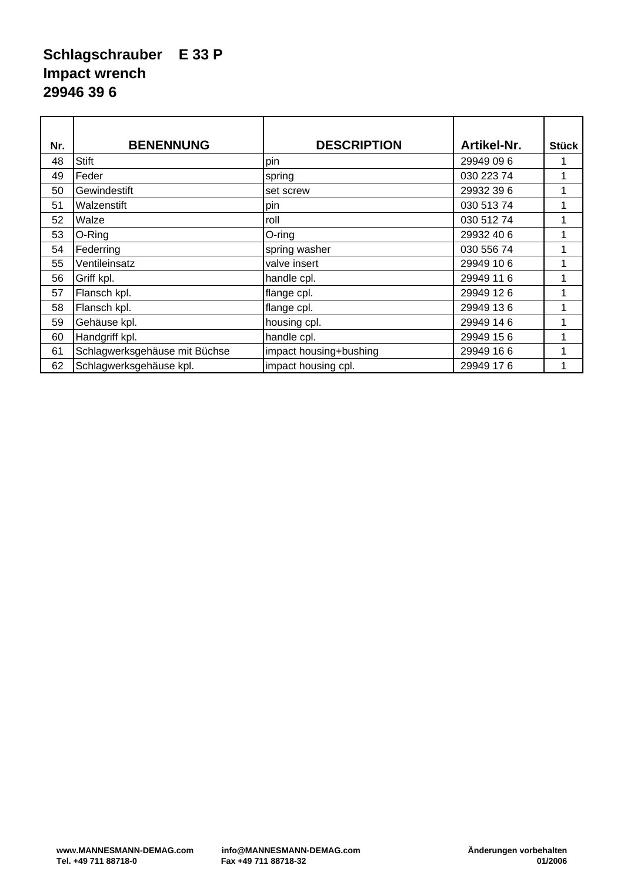# Schlagschrauber E 33 P
# Impact wrench
# 29946 39 6

| Nr. | BENENNUNG | DESCRIPTION | Artikel-Nr. | Stück |
|---|---|---|---|---|
| 48 | Stift | pin | 29949 09 6 | 1 |
| 49 | Feder | spring | 030 223 74 | 1 |
| 50 | Gewindestift | set screw | 29932 39 6 | 1 |
| 51 | Walzenstift | pin | 030 513 74 | 1 |
| 52 | Walze | roll | 030 512 74 | 1 |
| 53 | O-Ring | O-ring | 29932 40 6 | 1 |
| 54 | Federring | spring washer | 030 556 74 | 1 |
| 55 | Ventileinsatz | valve insert | 29949 10 6 | 1 |
| 56 | Griff kpl. | handle cpl. | 29949 11 6 | 1 |
| 57 | Flansch kpl. | flange cpl. | 29949 12 6 | 1 |
| 58 | Flansch kpl. | flange cpl. | 29949 13 6 | 1 |
| 59 | Gehäuse kpl. | housing cpl. | 29949 14 6 | 1 |
| 60 | Handgriff kpl. | handle cpl. | 29949 15 6 | 1 |
| 61 | Schlagwerksgehäuse mit Büchse | impact housing+bushing | 29949 16 6 | 1 |
| 62 | Schlagwerksgehäuse kpl. | impact housing cpl. | 29949 17 6 | 1 |

www.MANNESMANN-DEMAG.com info@MANNESMANN-DEMAG.com Änderungen vorbehalten
Tel. +49 711 88718-0 Fax +49 711 88718-32 01/2006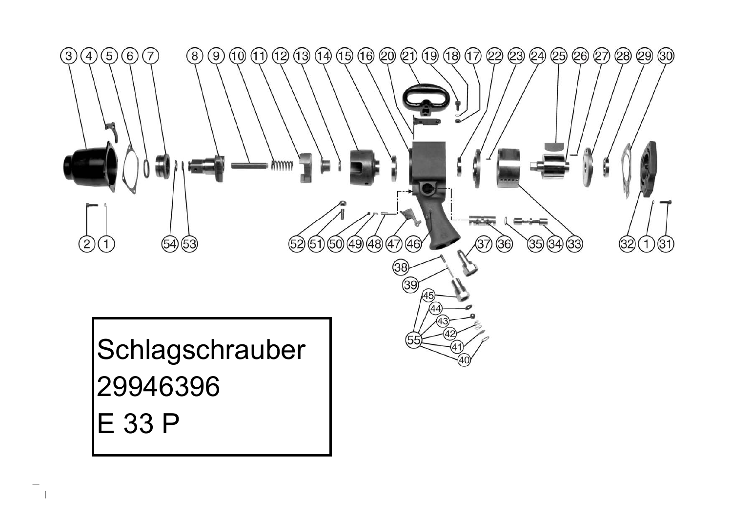Schlagschrauber
29946396
E 33 P